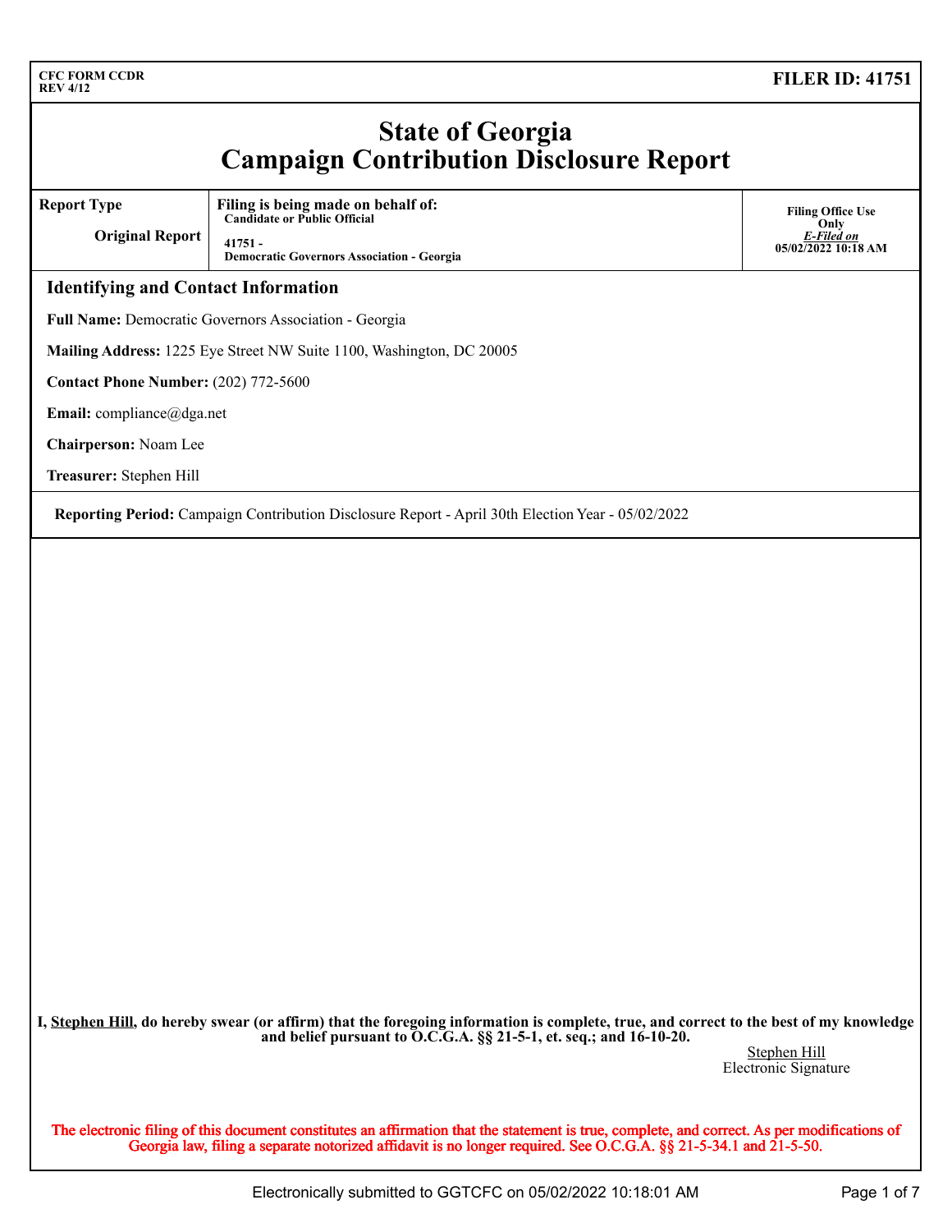CFC FORM CCDR
REV 4/12

**FILER ID: 41751**

# State of Georgia
# Campaign Contribution Disclosure Report

| Report Type | Filing is being made on behalf of: | Filing Office Use Only |
| --- | --- | --- |
| Original Report | Candidate or Public Official<br>41751 -<br>Democratic Governors Association - Georgia | *E-Filed on*<br>05/02/2022 10:18 AM |

## Identifying and Contact Information

**Full Name:** Democratic Governors Association - Georgia

**Mailing Address:** 1225 Eye Street NW Suite 1100, Washington, DC 20005

**Contact Phone Number:** (202) 772-5600

**Email:** compliance@dga.net

**Chairperson:** Noam Lee

**Treasurer:** Stephen Hill

**Reporting Period:** Campaign Contribution Disclosure Report - April 30th Election Year - 05/02/2022

**I, Stephen Hill, do hereby swear (or affirm) that the foregoing information is complete, true, and correct to the best of my knowledge and belief pursuant to O.C.G.A. §§ 21-5-1, et. seq.; and 16-10-20.**

Stephen Hill
Electronic Signature

The electronic filing of this document constitutes an affirmation that the statement is true, complete, and correct. As per modifications of Georgia law, filing a separate notorized affidavit is no longer required. See O.C.G.A. §§ 21-5-34.1 and 21-5-50.

Electronically submitted to GGTCFC on 05/02/2022 10:18:01 AM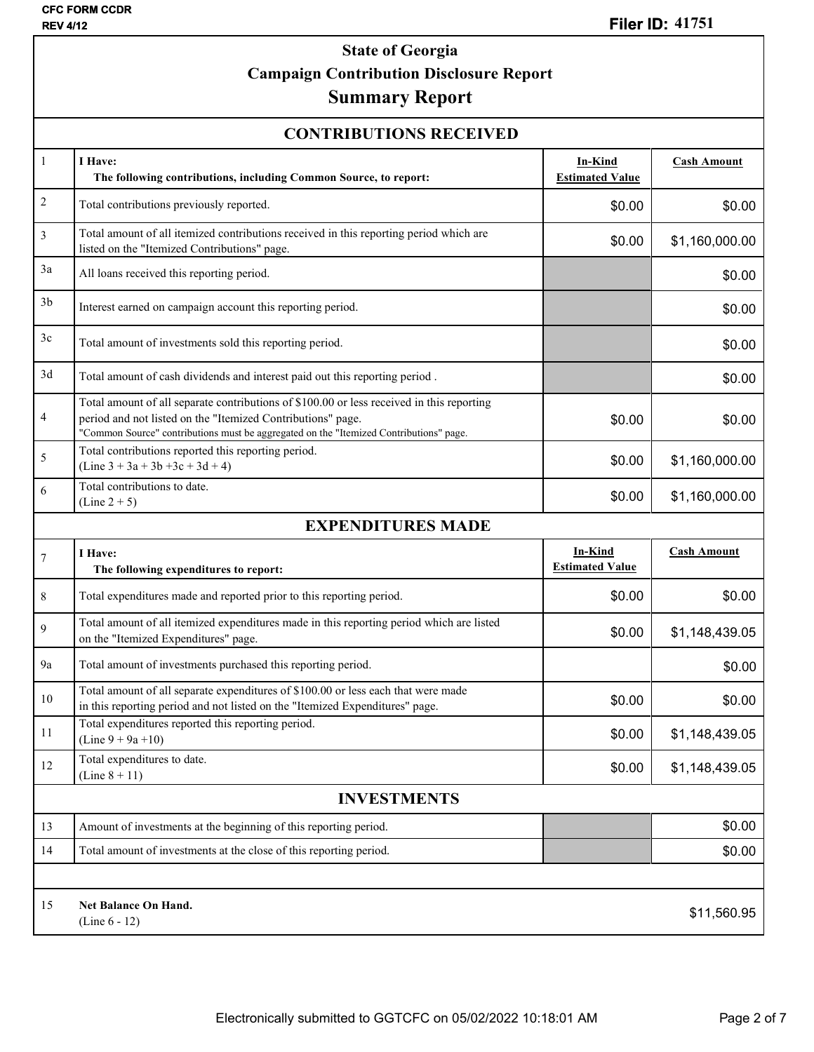CFC FORM CCDR
REV 4/12

**Filer ID: 41751**

# State of Georgia
## Campaign Contribution Disclosure Report
## Summary Report

### CONTRIBUTIONS RECEIVED

| | | In-Kind Estimated Value | Cash Amount |
|---|---|---|---|
| 1 | **I Have:** **The following contributions, including Common Source, to report:** | | |
| 2 | Total contributions previously reported. | $0.00 | $0.00 |
| 3 | Total amount of all itemized contributions received in this reporting period which are listed on the "Itemized Contributions" page. | $0.00 | $1,160,000.00 |
| 3a | All loans received this reporting period. | | $0.00 |
| 3b | Interest earned on campaign account this reporting period. | | $0.00 |
| 3c | Total amount of investments sold this reporting period. | | $0.00 |
| 3d | Total amount of cash dividends and interest paid out this reporting period . | | $0.00 |
| 4 | Total amount of all separate contributions of $100.00 or less received in this reporting period and not listed on the "Itemized Contributions" page. "Common Source" contributions must be aggregated on the "Itemized Contributions" page. | $0.00 | $0.00 |
| 5 | Total contributions reported this reporting period. (Line 3 + 3a + 3b +3c + 3d + 4) | $0.00 | $1,160,000.00 |
| 6 | Total contributions to date. (Line 2 + 5) | $0.00 | $1,160,000.00 |

### EXPENDITURES MADE

| | | In-Kind Estimated Value | Cash Amount |
|---|---|---|---|
| 7 | **I Have:** **The following expenditures to report:** | | |
| 8 | Total expenditures made and reported prior to this reporting period. | $0.00 | $0.00 |
| 9 | Total amount of all itemized expenditures made in this reporting period which are listed on the "Itemized Expenditures" page. | $0.00 | $1,148,439.05 |
| 9a | Total amount of investments purchased this reporting period. | | $0.00 |
| 10 | Total amount of all separate expenditures of $100.00 or less each that were made in this reporting period and not listed on the "Itemized Expenditures" page. | $0.00 | $0.00 |
| 11 | Total expenditures reported this reporting period. (Line 9 + 9a +10) | $0.00 | $1,148,439.05 |
| 12 | Total expenditures to date. (Line 8 + 11) | $0.00 | $1,148,439.05 |

### INVESTMENTS

| | | | |
|---|---|---|---|
| 13 | Amount of investments at the beginning of this reporting period. | | $0.00 |
| 14 | Total amount of investments at the close of this reporting period. | | $0.00 |

| | | |
|---|---|---|
| 15 | **Net Balance On Hand.** (Line 6 - 12) | $11,560.95 |

Electronically submitted to GGTCFC on 05/02/2022 10:18:01 AM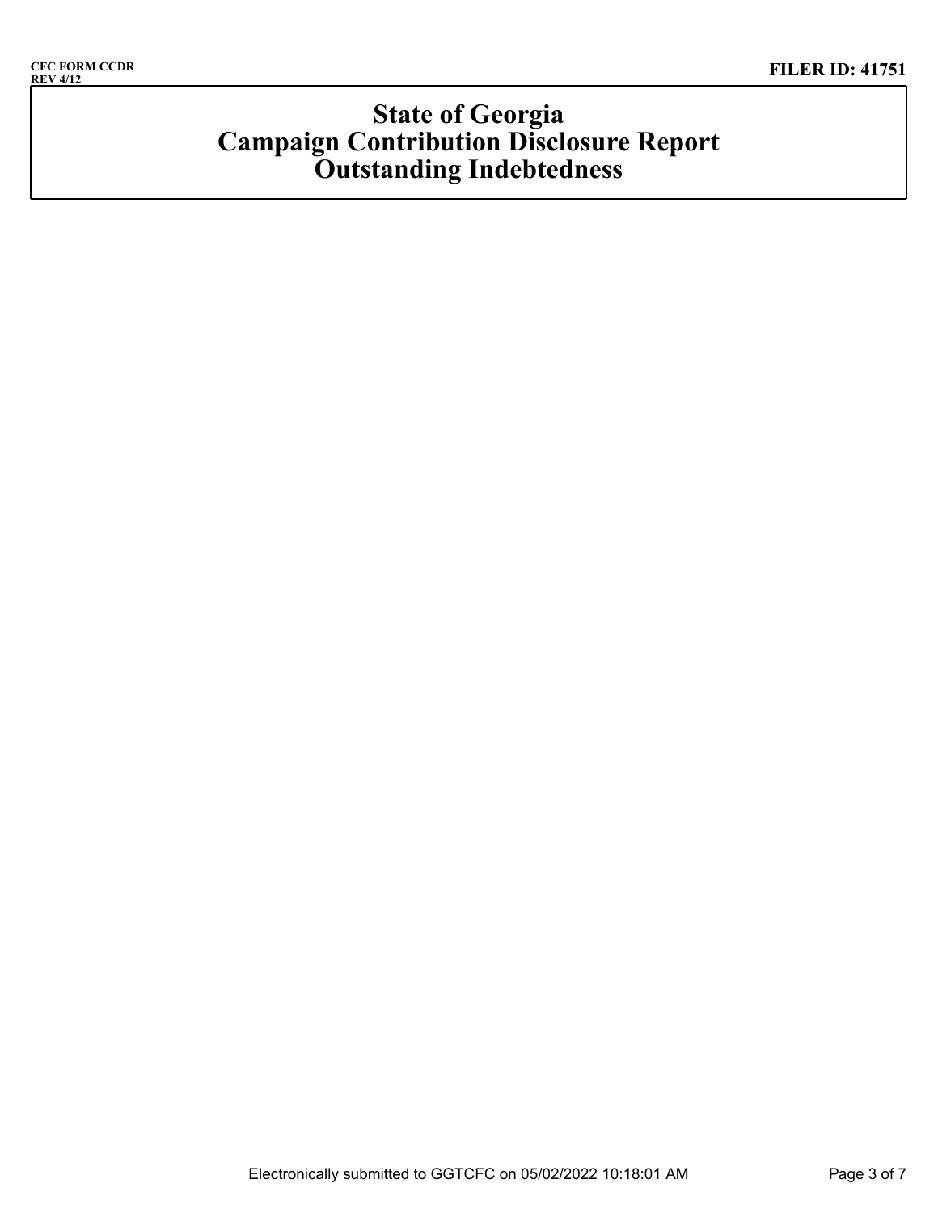CFC FORM CCDR
REV 4/12

**FILER ID: 41751**

# State of Georgia
# Campaign Contribution Disclosure Report
# Outstanding Indebtedness

Electronically submitted to GGTCFC on 05/02/2022 10:18:01 AM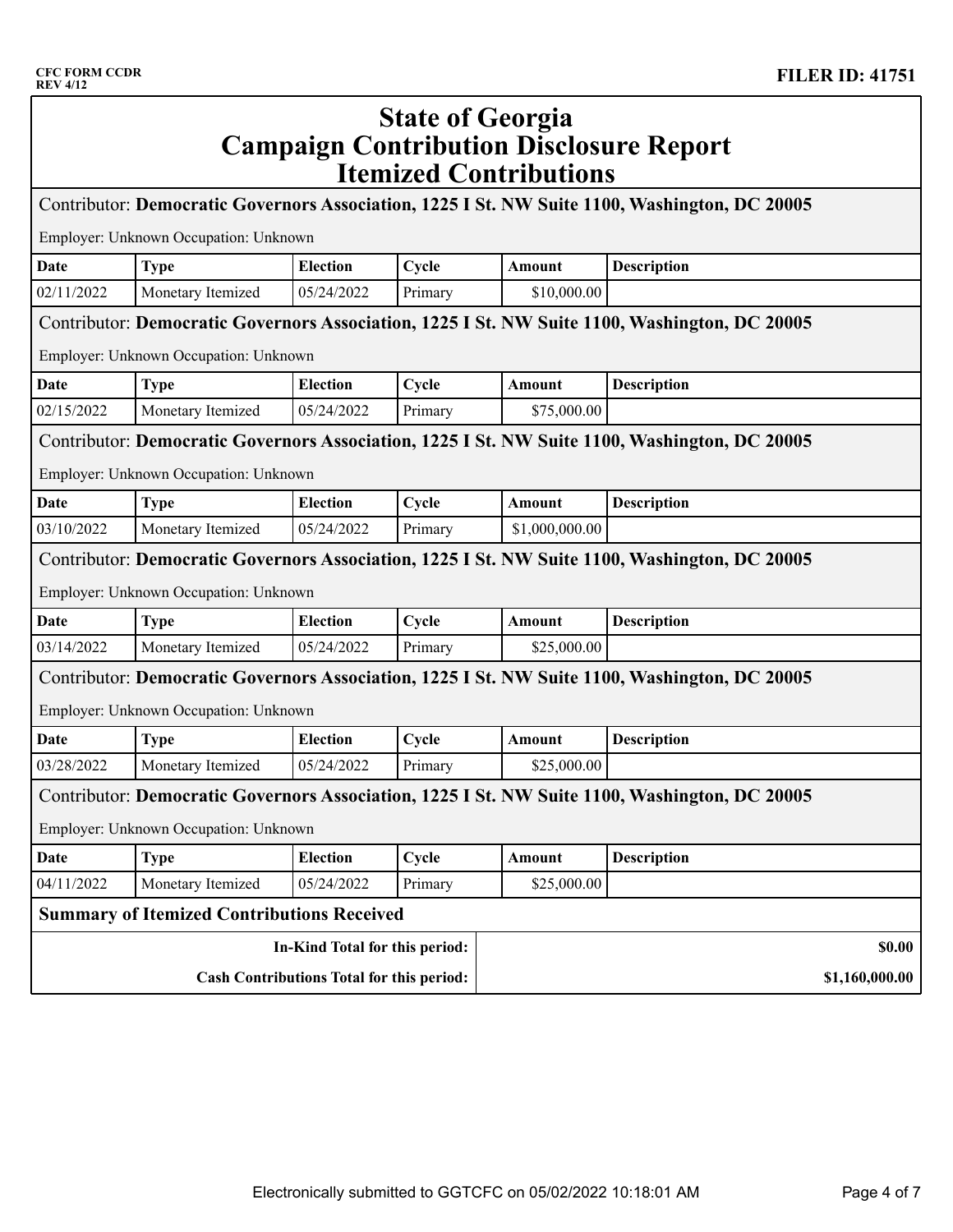CFC FORM CCDR
REV 4/12

**FILER ID: 41751**

# State of Georgia
# Campaign Contribution Disclosure Report
## Itemized Contributions

Contributor: **Democratic Governors Association, 1225 I St. NW Suite 1100, Washington, DC 20005**

Employer: Unknown Occupation: Unknown

| Date | Type | Election | Cycle | Amount | Description |
|---|---|---|---|---|---|
| 02/11/2022 | Monetary Itemized | 05/24/2022 | Primary | $10,000.00 | |

Contributor: **Democratic Governors Association, 1225 I St. NW Suite 1100, Washington, DC 20005**

Employer: Unknown Occupation: Unknown

| Date | Type | Election | Cycle | Amount | Description |
|---|---|---|---|---|---|
| 02/15/2022 | Monetary Itemized | 05/24/2022 | Primary | $75,000.00 | |

Contributor: **Democratic Governors Association, 1225 I St. NW Suite 1100, Washington, DC 20005**

Employer: Unknown Occupation: Unknown

| Date | Type | Election | Cycle | Amount | Description |
|---|---|---|---|---|---|
| 03/10/2022 | Monetary Itemized | 05/24/2022 | Primary | $1,000,000.00 | |

Contributor: **Democratic Governors Association, 1225 I St. NW Suite 1100, Washington, DC 20005**

Employer: Unknown Occupation: Unknown

| Date | Type | Election | Cycle | Amount | Description |
|---|---|---|---|---|---|
| 03/14/2022 | Monetary Itemized | 05/24/2022 | Primary | $25,000.00 | |

Contributor: **Democratic Governors Association, 1225 I St. NW Suite 1100, Washington, DC 20005**

Employer: Unknown Occupation: Unknown

| Date | Type | Election | Cycle | Amount | Description |
|---|---|---|---|---|---|
| 03/28/2022 | Monetary Itemized | 05/24/2022 | Primary | $25,000.00 | |

Contributor: **Democratic Governors Association, 1225 I St. NW Suite 1100, Washington, DC 20005**

Employer: Unknown Occupation: Unknown

| Date | Type | Election | Cycle | Amount | Description |
|---|---|---|---|---|---|
| 04/11/2022 | Monetary Itemized | 05/24/2022 | Primary | $25,000.00 | |

### Summary of Itemized Contributions Received

| | |
|---|---|
| **In-Kind Total for this period:** | **$0.00** |
| **Cash Contributions Total for this period:** | **$1,160,000.00** |

Electronically submitted to GGTCFC on 05/02/2022 10:18:01 AM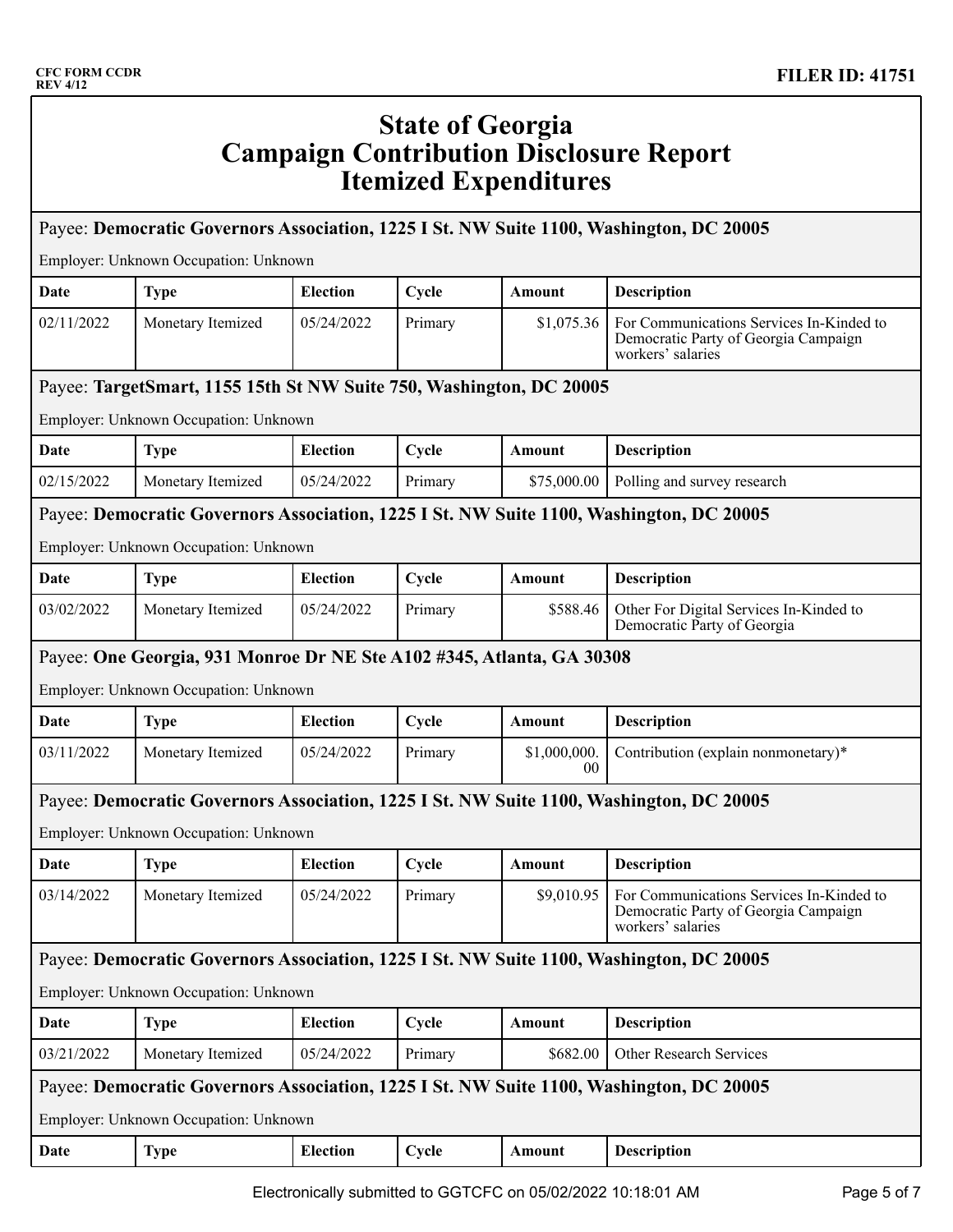CFC FORM CCDR
REV 4/12

**FILER ID: 41751**

# State of Georgia
# Campaign Contribution Disclosure Report
# Itemized Expenditures

Payee: **Democratic Governors Association, 1225 I St. NW Suite 1100, Washington, DC 20005**

Employer: Unknown Occupation: Unknown

| Date | Type | Election | Cycle | Amount | Description |
|---|---|---|---|---|---|
| 02/11/2022 | Monetary Itemized | 05/24/2022 | Primary | $1,075.36 | For Communications Services In-Kinded to Democratic Party of Georgia Campaign workers' salaries |

Payee: **TargetSmart, 1155 15th St NW Suite 750, Washington, DC 20005**

Employer: Unknown Occupation: Unknown

| Date | Type | Election | Cycle | Amount | Description |
|---|---|---|---|---|---|
| 02/15/2022 | Monetary Itemized | 05/24/2022 | Primary | $75,000.00 | Polling and survey research |

Payee: **Democratic Governors Association, 1225 I St. NW Suite 1100, Washington, DC 20005**

Employer: Unknown Occupation: Unknown

| Date | Type | Election | Cycle | Amount | Description |
|---|---|---|---|---|---|
| 03/02/2022 | Monetary Itemized | 05/24/2022 | Primary | $588.46 | Other For Digital Services In-Kinded to Democratic Party of Georgia |

Payee: **One Georgia, 931 Monroe Dr NE Ste A102 #345, Atlanta, GA 30308**

Employer: Unknown Occupation: Unknown

| Date | Type | Election | Cycle | Amount | Description |
|---|---|---|---|---|---|
| 03/11/2022 | Monetary Itemized | 05/24/2022 | Primary | $1,000,000.00 | Contribution (explain nonmonetary)* |

Payee: **Democratic Governors Association, 1225 I St. NW Suite 1100, Washington, DC 20005**

Employer: Unknown Occupation: Unknown

| Date | Type | Election | Cycle | Amount | Description |
|---|---|---|---|---|---|
| 03/14/2022 | Monetary Itemized | 05/24/2022 | Primary | $9,010.95 | For Communications Services In-Kinded to Democratic Party of Georgia Campaign workers' salaries |

Payee: **Democratic Governors Association, 1225 I St. NW Suite 1100, Washington, DC 20005**

Employer: Unknown Occupation: Unknown

| Date | Type | Election | Cycle | Amount | Description |
|---|---|---|---|---|---|
| 03/21/2022 | Monetary Itemized | 05/24/2022 | Primary | $682.00 | Other Research Services |

Payee: **Democratic Governors Association, 1225 I St. NW Suite 1100, Washington, DC 20005**

Employer: Unknown Occupation: Unknown

| Date | Type | Election | Cycle | Amount | Description |
|---|---|---|---|---|---|

Electronically submitted to GGTCFC on 05/02/2022 10:18:01 AM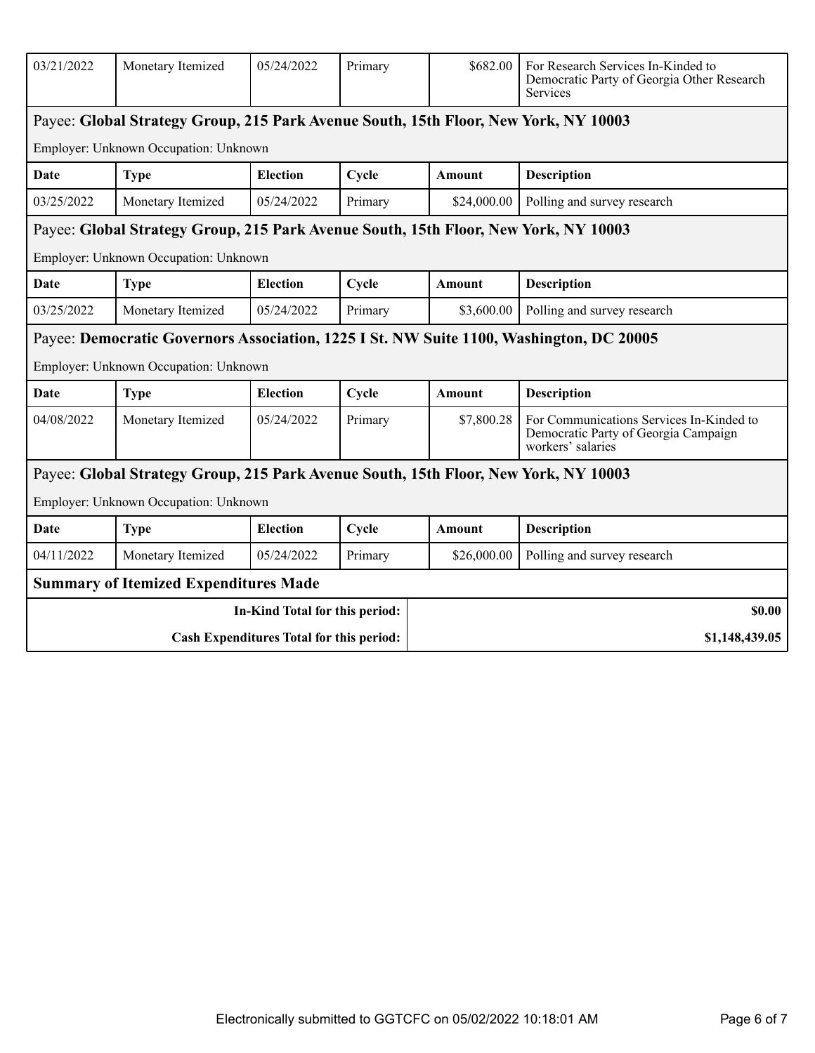| Date | Type | Election | Cycle | Amount | Description |
|---|---|---|---|---|---|
| 03/21/2022 | Monetary Itemized | 05/24/2022 | Primary | $682.00 | For Research Services In-Kinded to Democratic Party of Georgia Other Research Services |

Payee: **Global Strategy Group, 215 Park Avenue South, 15th Floor, New York, NY 10003**

Employer: Unknown Occupation: Unknown

| Date | Type | Election | Cycle | Amount | Description |
|---|---|---|---|---|---|
| 03/25/2022 | Monetary Itemized | 05/24/2022 | Primary | $24,000.00 | Polling and survey research |

Payee: **Global Strategy Group, 215 Park Avenue South, 15th Floor, New York, NY 10003**

Employer: Unknown Occupation: Unknown

| Date | Type | Election | Cycle | Amount | Description |
|---|---|---|---|---|---|
| 03/25/2022 | Monetary Itemized | 05/24/2022 | Primary | $3,600.00 | Polling and survey research |

Payee: **Democratic Governors Association, 1225 I St. NW Suite 1100, Washington, DC 20005**

Employer: Unknown Occupation: Unknown

| Date | Type | Election | Cycle | Amount | Description |
|---|---|---|---|---|---|
| 04/08/2022 | Monetary Itemized | 05/24/2022 | Primary | $7,800.28 | For Communications Services In-Kinded to Democratic Party of Georgia Campaign workers' salaries |

Payee: **Global Strategy Group, 215 Park Avenue South, 15th Floor, New York, NY 10003**

Employer: Unknown Occupation: Unknown

| Date | Type | Election | Cycle | Amount | Description |
|---|---|---|---|---|---|
| 04/11/2022 | Monetary Itemized | 05/24/2022 | Primary | $26,000.00 | Polling and survey research |

**Summary of Itemized Expenditures Made**

| | |
|---|---|
| **In-Kind Total for this period:** | **$0.00** |
| **Cash Expenditures Total for this period:** | **$1,148,439.05** |

Electronically submitted to GGTCFC on 05/02/2022 10:18:01 AM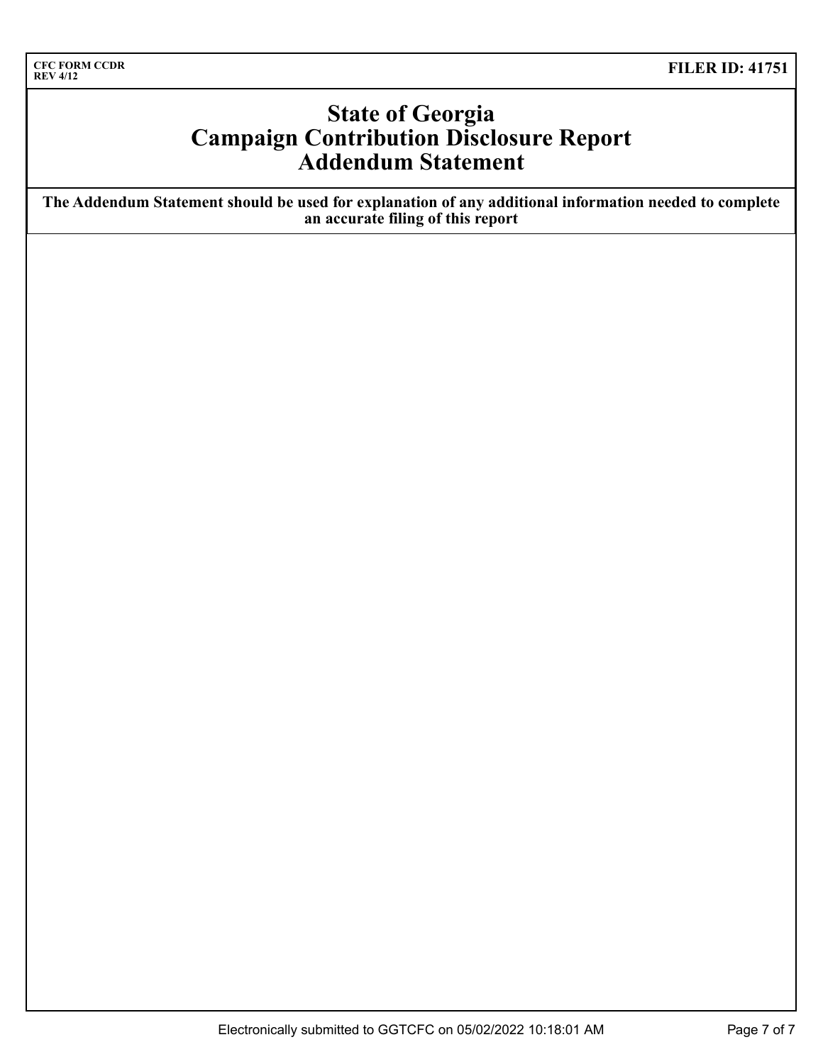CFC FORM CCDR
REV 4/12

**FILER ID: 41751**

# State of Georgia
# Campaign Contribution Disclosure Report
# Addendum Statement

**The Addendum Statement should be used for explanation of any additional information needed to complete an accurate filing of this report**

Electronically submitted to GGTCFC on 05/02/2022 10:18:01 AM